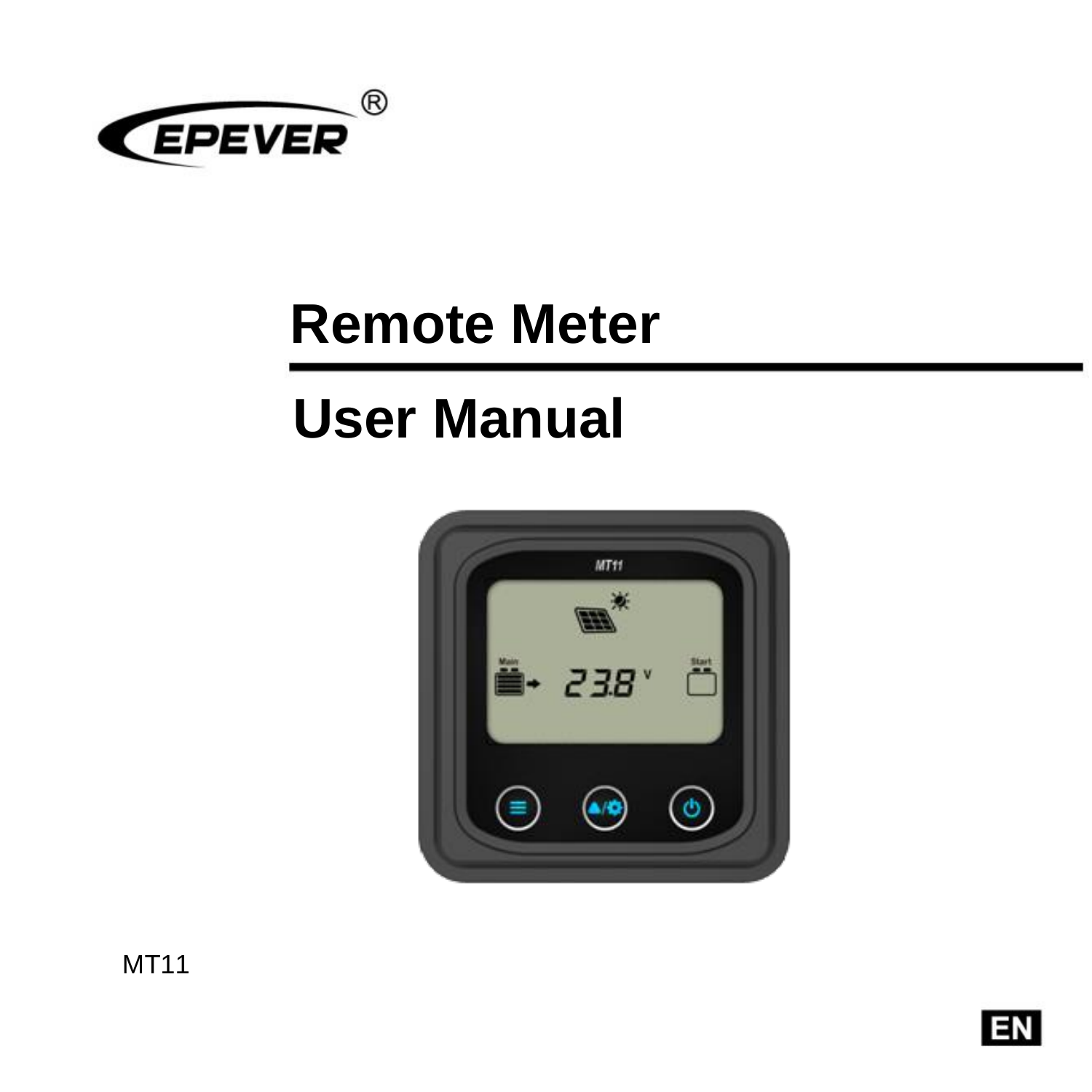EPEVER®

# Remote Meter

# User Manual

MT11

EN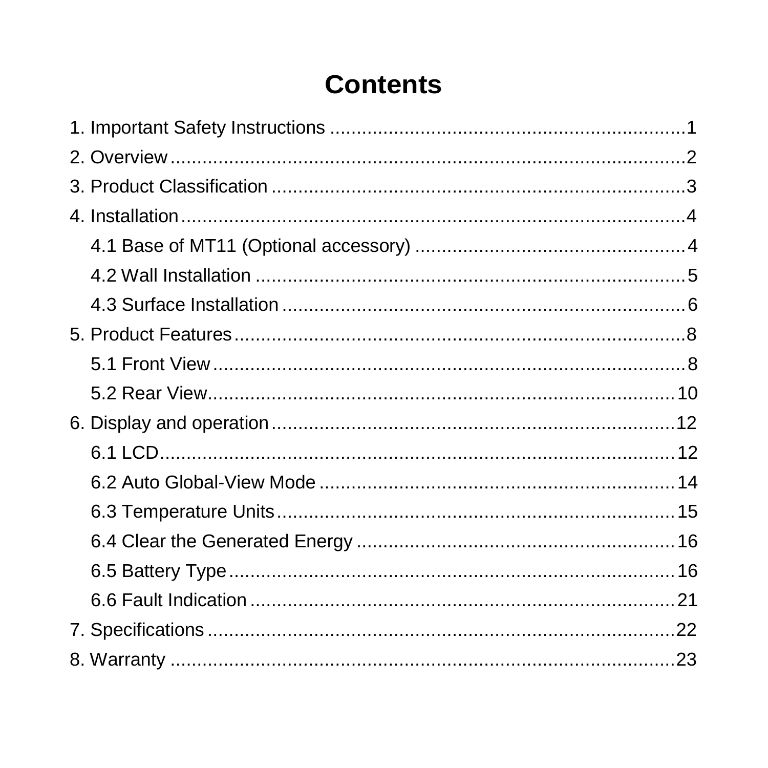# Contents

1. Important Safety Instructions ....................................................................1
2. Overview ....................................................................................................2
3. Product Classification ...............................................................................3
4. Installation..................................................................................................4
    - 4.1 Base of MT11 (Optional accessory) ...................................................4
    - 4.2 Wall Installation ..................................................................................5
    - 4.3 Surface Installation ............................................................................6
5. Product Features ........................................................................................8
    - 5.1 Front View ...........................................................................................8
    - 5.2 Rear View............................................................................................10
6. Display and operation ...............................................................................12
    - 6.1 LCD.....................................................................................................12
    - 6.2 Auto Global-View Mode ......................................................................14
    - 6.3 Temperature Units..............................................................................15
    - 6.4 Clear the Generated Energy ...............................................................16
    - 6.5 Battery Type .......................................................................................16
    - 6.6 Fault Indication ..................................................................................21
7. Specifications ............................................................................................22
8. Warranty ....................................................................................................23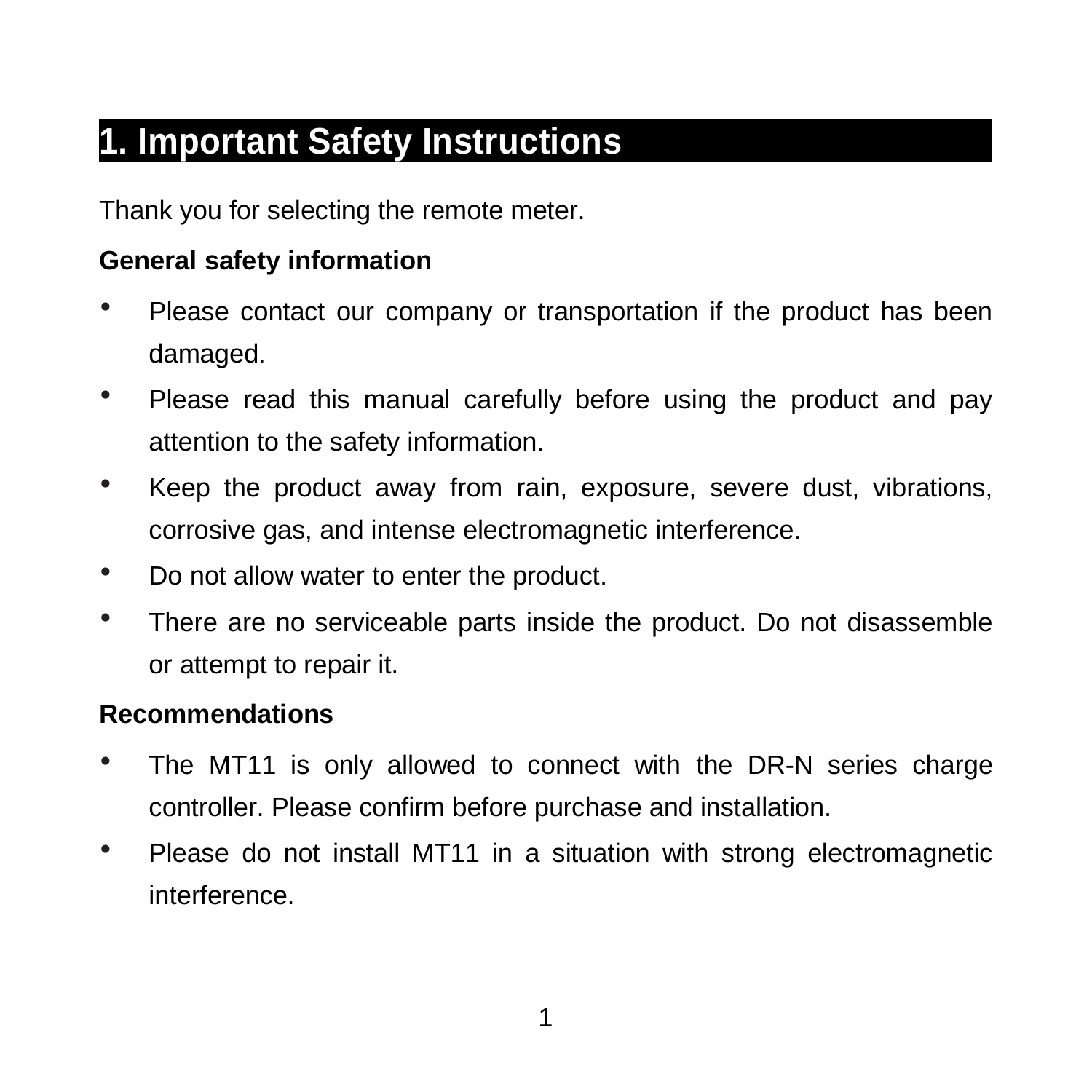# 1. Important Safety Instructions

Thank you for selecting the remote meter.

**General safety information**

- Please contact our company or transportation if the product has been damaged.
- Please read this manual carefully before using the product and pay attention to the safety information.
- Keep the product away from rain, exposure, severe dust, vibrations, corrosive gas, and intense electromagnetic interference.
- Do not allow water to enter the product.
- There are no serviceable parts inside the product. Do not disassemble or attempt to repair it.

**Recommendations**

- The MT11 is only allowed to connect with the DR-N series charge controller. Please confirm before purchase and installation.
- Please do not install MT11 in a situation with strong electromagnetic interference.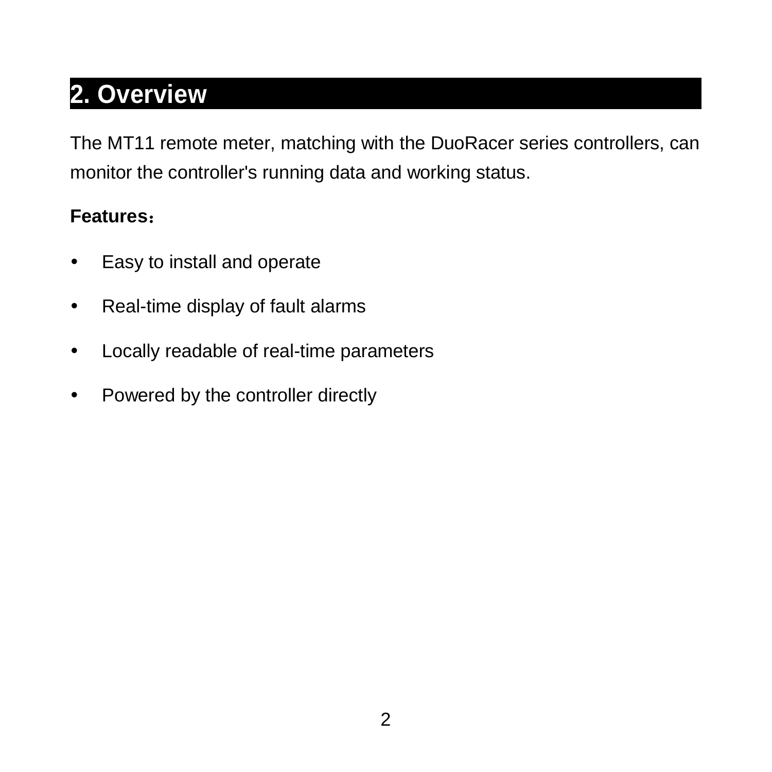# 2. Overview

The MT11 remote meter, matching with the DuoRacer series controllers, can monitor the controller's running data and working status.

**Features：**

- Easy to install and operate
- Real-time display of fault alarms
- Locally readable of real-time parameters
- Powered by the controller directly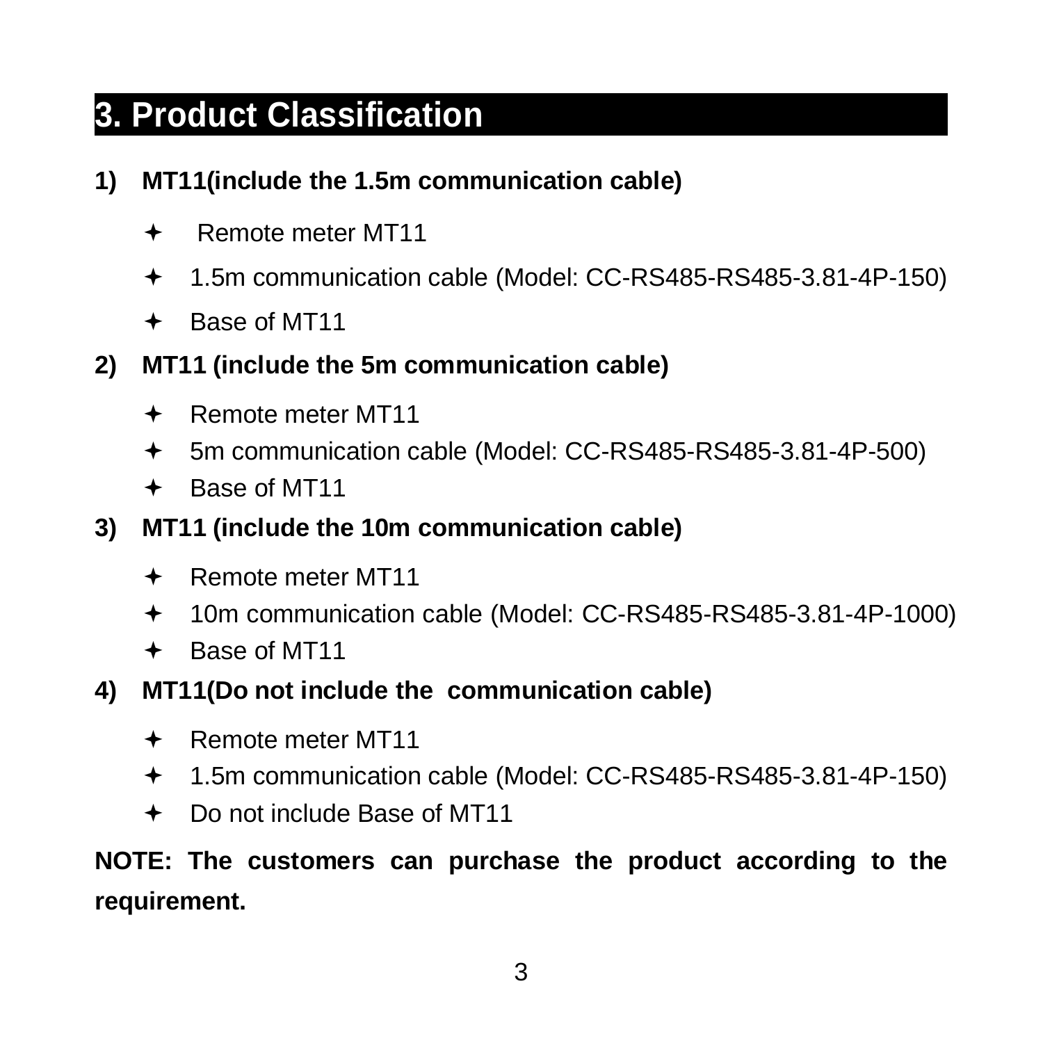# 3. Product Classification

**1) MT11(include the 1.5m communication cable)**

- Remote meter MT11
- 1.5m communication cable (Model: CC-RS485-RS485-3.81-4P-150)
- Base of MT11

**2) MT11 (include the 5m communication cable)**

- Remote meter MT11
- 5m communication cable (Model: CC-RS485-RS485-3.81-4P-500)
- Base of MT11

**3) MT11 (include the 10m communication cable)**

- Remote meter MT11
- 10m communication cable (Model: CC-RS485-RS485-3.81-4P-1000)
- Base of MT11

**4) MT11(Do not include the communication cable)**

- Remote meter MT11
- 1.5m communication cable (Model: CC-RS485-RS485-3.81-4P-150)
- Do not include Base of MT11

**NOTE: The customers can purchase the product according to the requirement.**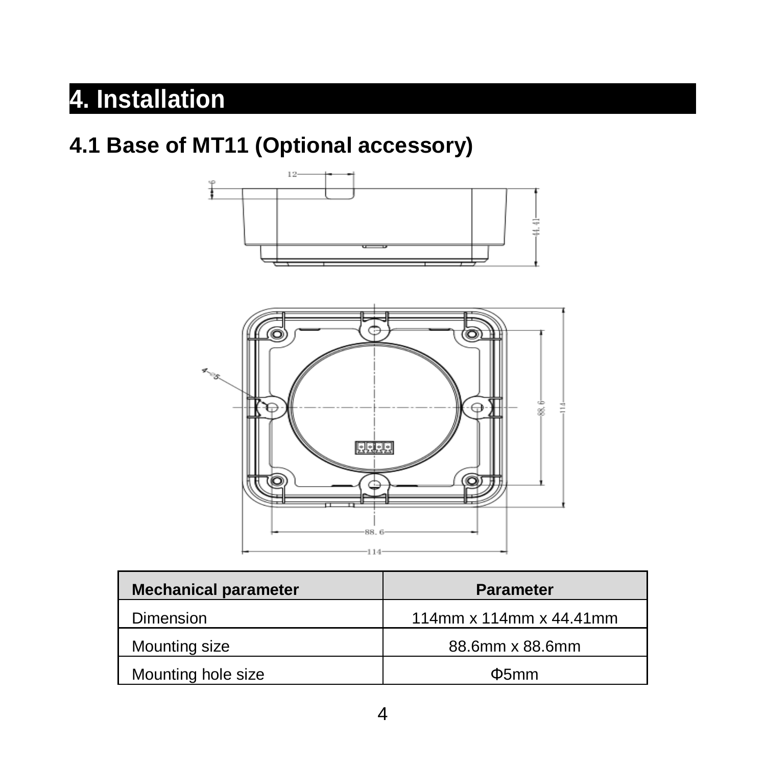# 4. Installation

## 4.1 Base of MT11 (Optional accessory)

| Mechanical parameter | Parameter |
|---|---|
| Dimension | 114mm x 114mm x 44.41mm |
| Mounting size | 88.6mm x 88.6mm |
| Mounting hole size | Φ5mm |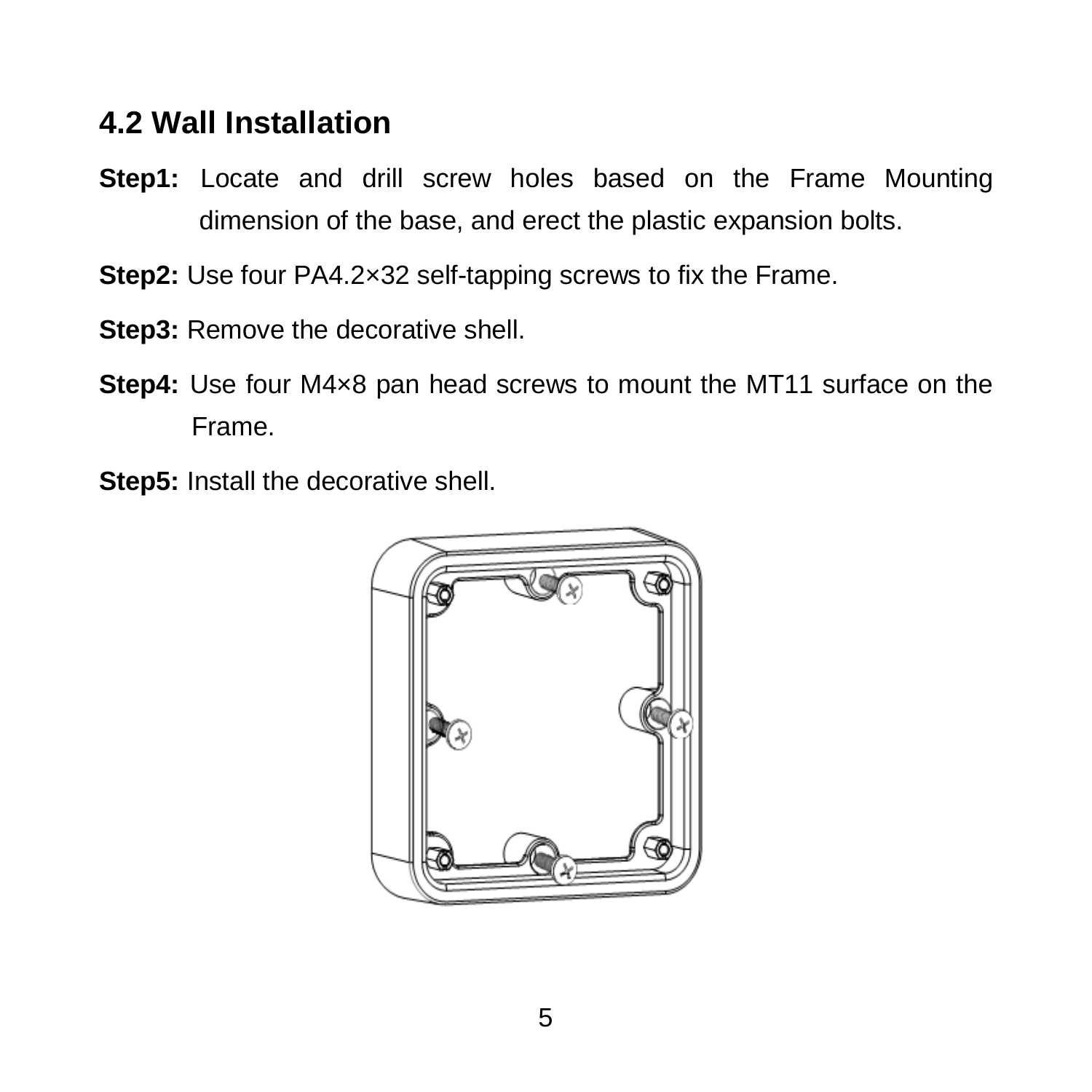## 4.2 Wall Installation

**Step1:** Locate and drill screw holes based on the Frame Mounting dimension of the base, and erect the plastic expansion bolts.

**Step2:** Use four PA4.2×32 self-tapping screws to fix the Frame.

**Step3:** Remove the decorative shell.

**Step4:** Use four M4×8 pan head screws to mount the MT11 surface on the Frame.

**Step5:** Install the decorative shell.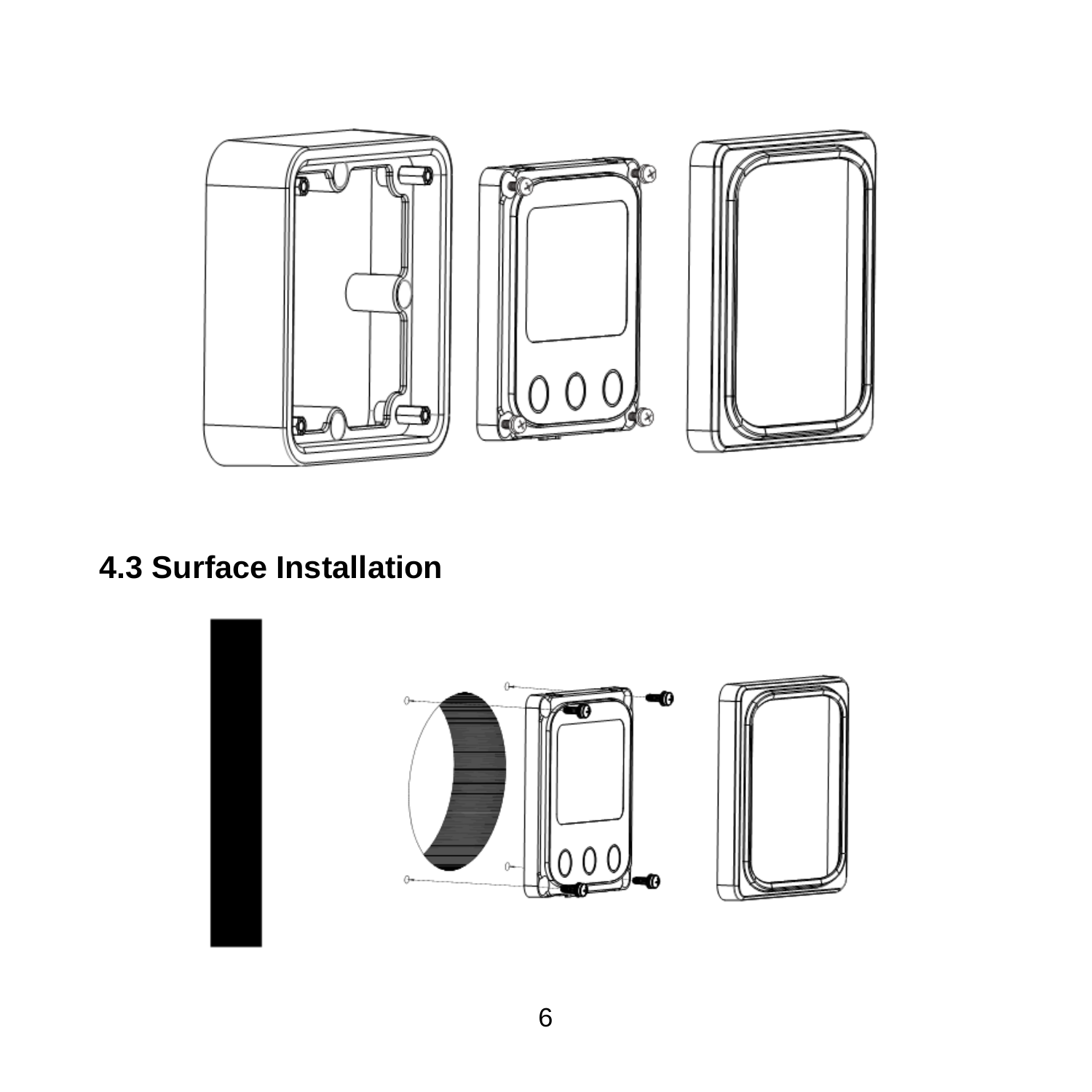## 4.3 Surface Installation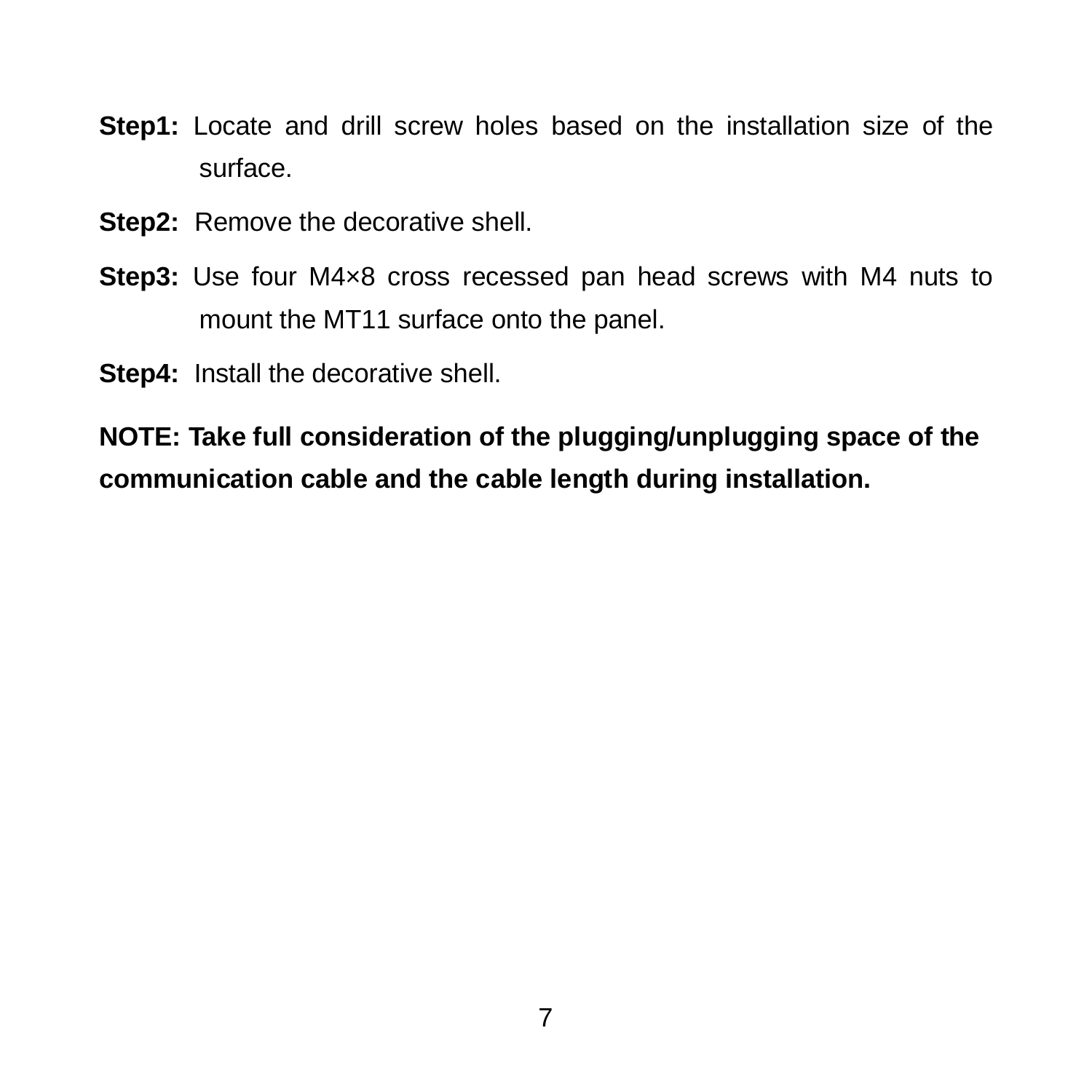**Step1:** Locate and drill screw holes based on the installation size of the surface.

**Step2:** Remove the decorative shell.

**Step3:** Use four M4×8 cross recessed pan head screws with M4 nuts to mount the MT11 surface onto the panel.

**Step4:** Install the decorative shell.

**NOTE: Take full consideration of the plugging/unplugging space of the communication cable and the cable length during installation.**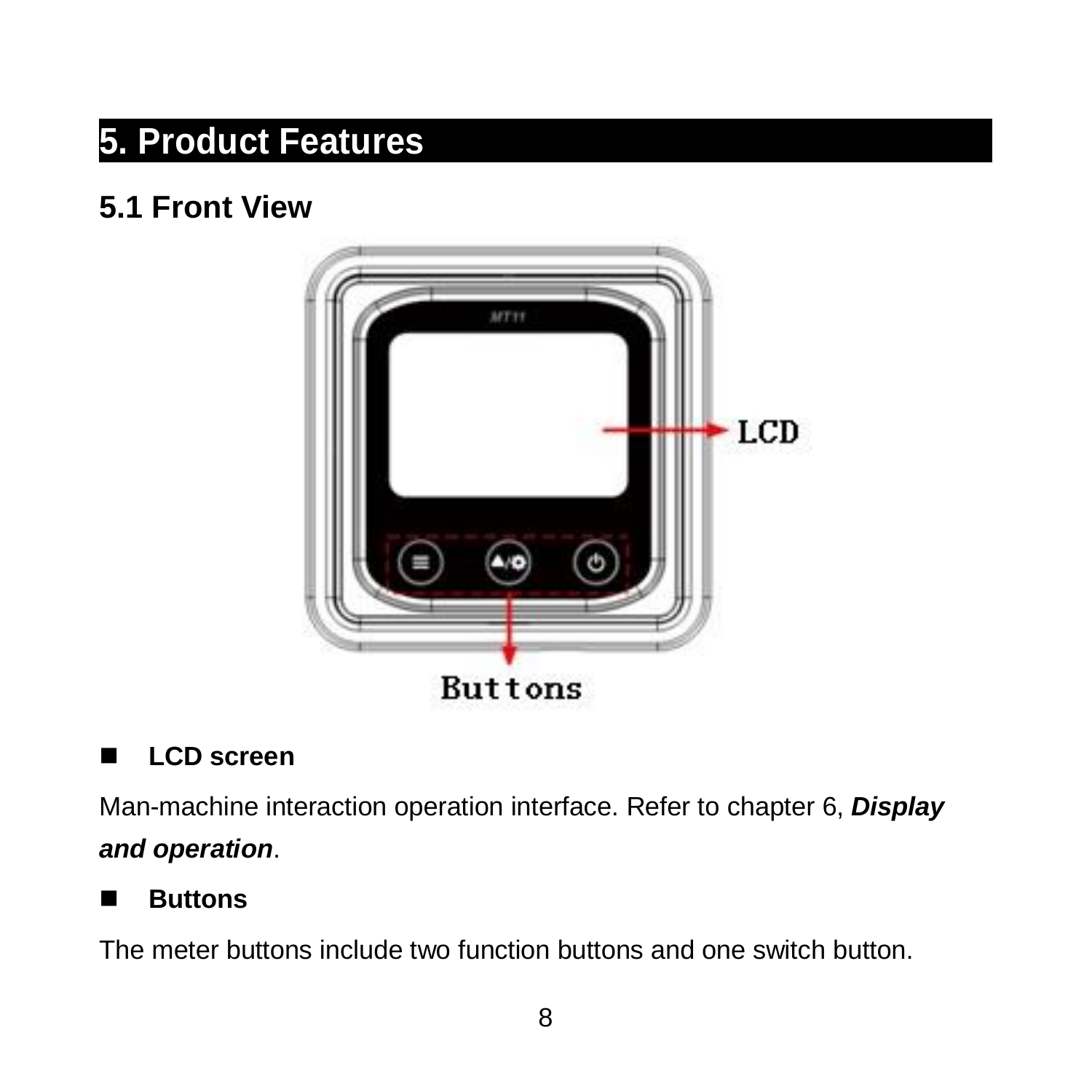# 5. Product Features

## 5.1 Front View

- **LCD screen**

Man-machine interaction operation interface. Refer to chapter 6, ***Display and operation***.

- **Buttons**

The meter buttons include two function buttons and one switch button.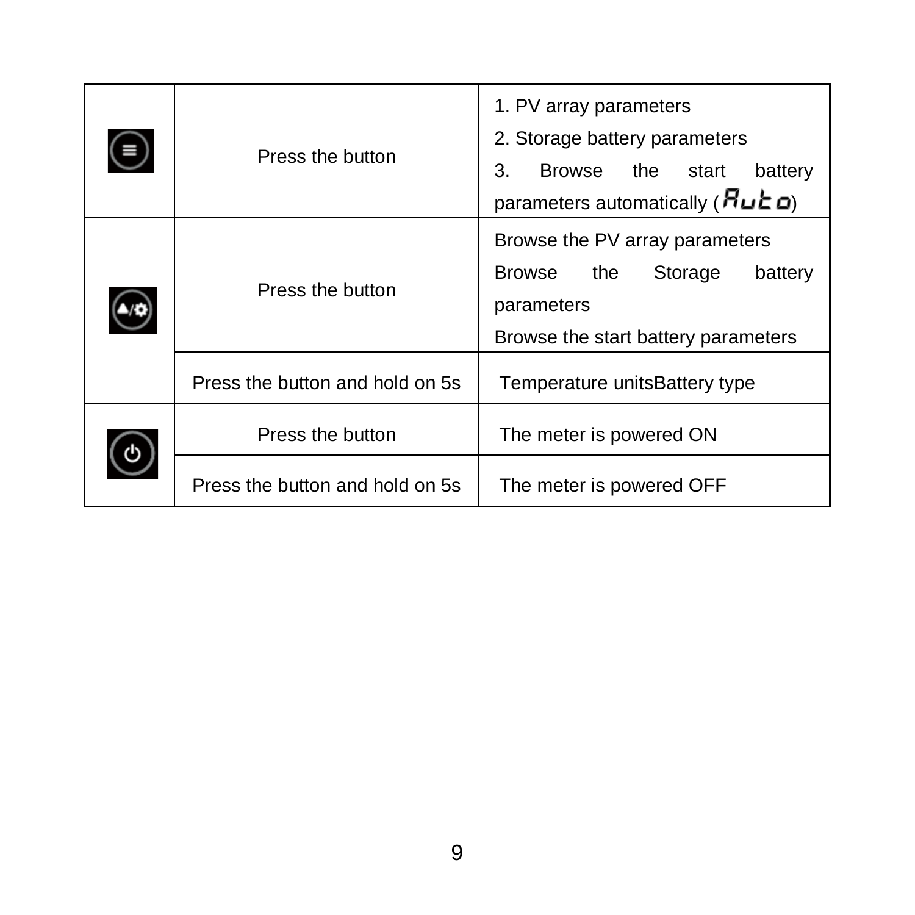| | | |
|---|---|---|
| (menu button) | Press the button | 1. PV array parameters<br>2. Storage battery parameters<br>3. Browse the start battery parameters automatically (Auto) |
| (▲/⚙ button) | Press the button | Browse the PV array parameters<br>Browse the Storage battery parameters<br>Browse the start battery parameters |
| | Press the button and hold on 5s | Temperature unitsBattery type |
| (power button) | Press the button | The meter is powered ON |
| | Press the button and hold on 5s | The meter is powered OFF |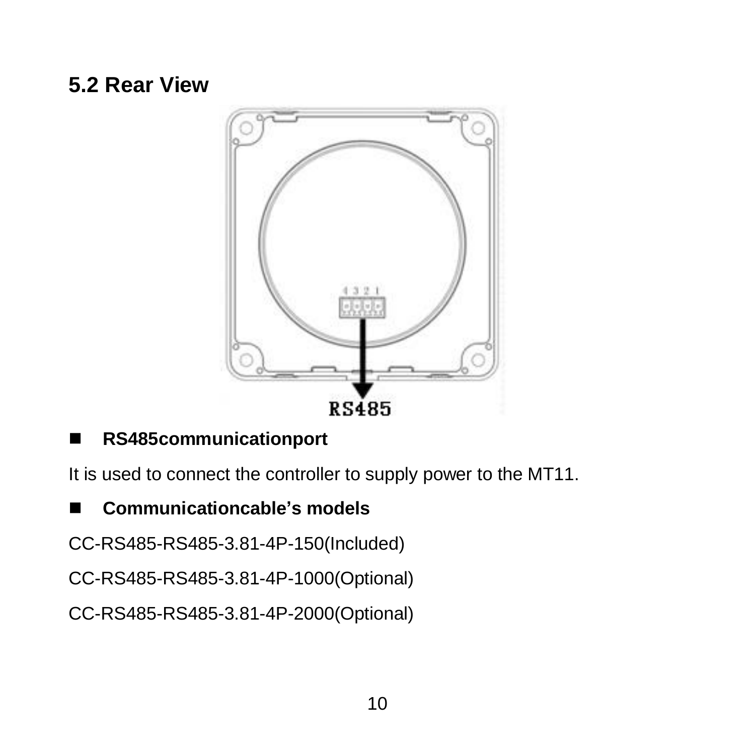## 5.2 Rear View

- **RS485communicationport**

It is used to connect the controller to supply power to the MT11.

- **Communicationcable's models**

CC-RS485-RS485-3.81-4P-150(Included)

CC-RS485-RS485-3.81-4P-1000(Optional)

CC-RS485-RS485-3.81-4P-2000(Optional)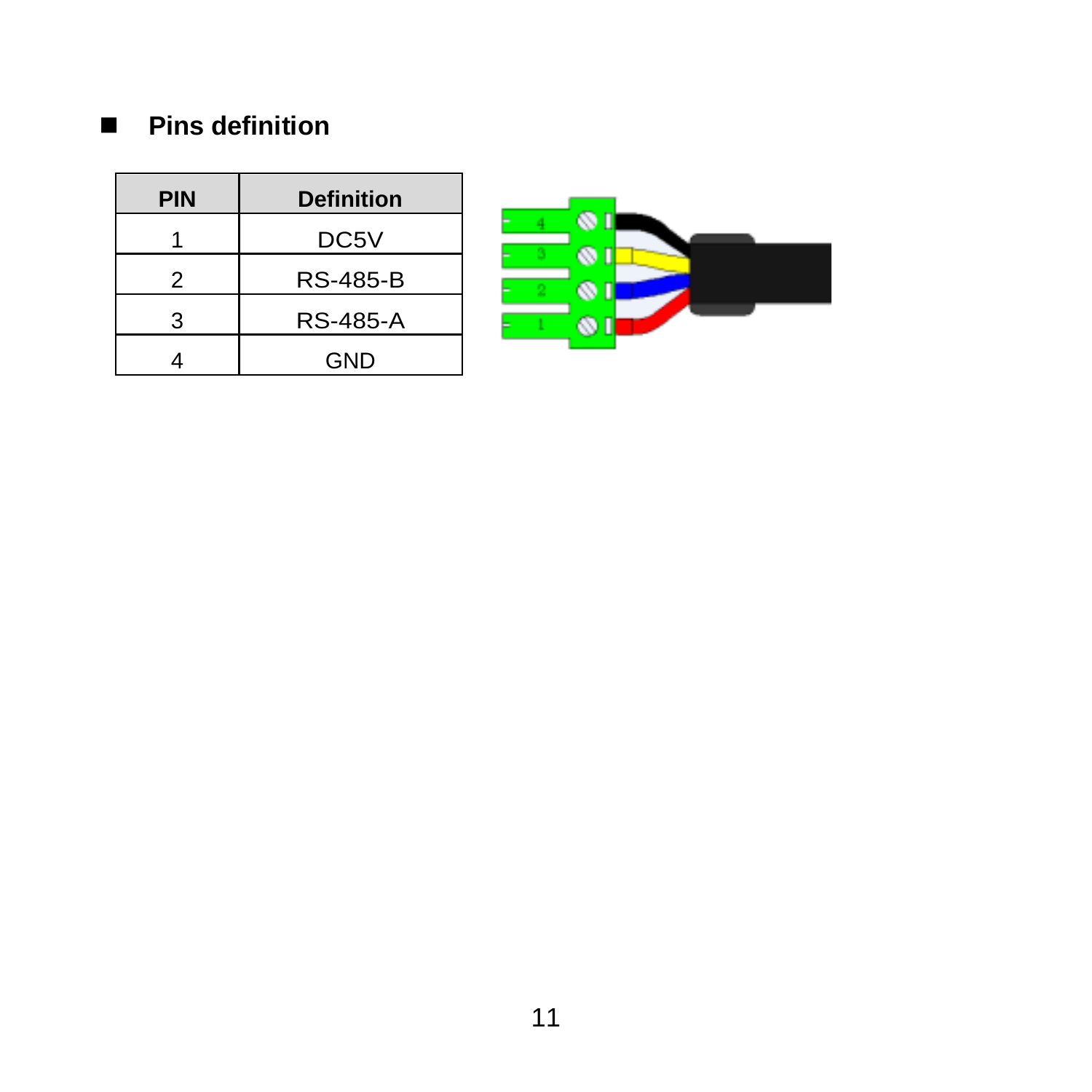## Pins definition

| PIN | Definition |
|---|---|
| 1 | DC5V |
| 2 | RS-485-B |
| 3 | RS-485-A |
| 4 | GND |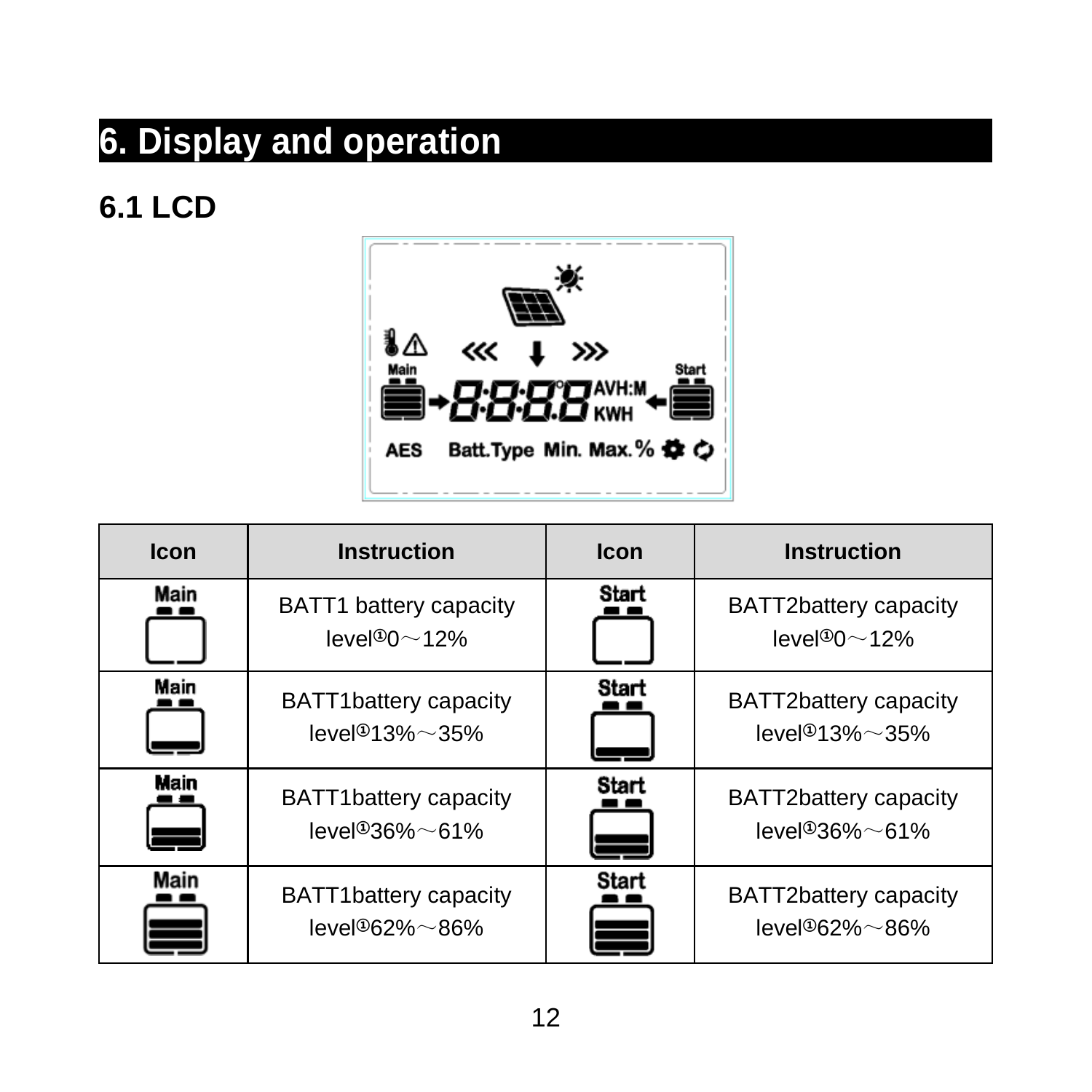# 6. Display and operation

## 6.1 LCD

| Icon | Instruction | Icon | Instruction |
|---|---|---|---|
| Main | BATT1 battery capacity level①0～12% | Start | BATT2battery capacity level①0～12% |
| Main | BATT1battery capacity level①13%～35% | Start | BATT2battery capacity level①13%～35% |
| Main | BATT1battery capacity level①36%～61% | Start | BATT2battery capacity level①36%～61% |
| Main | BATT1battery capacity level①62%～86% | Start | BATT2battery capacity level①62%～86% |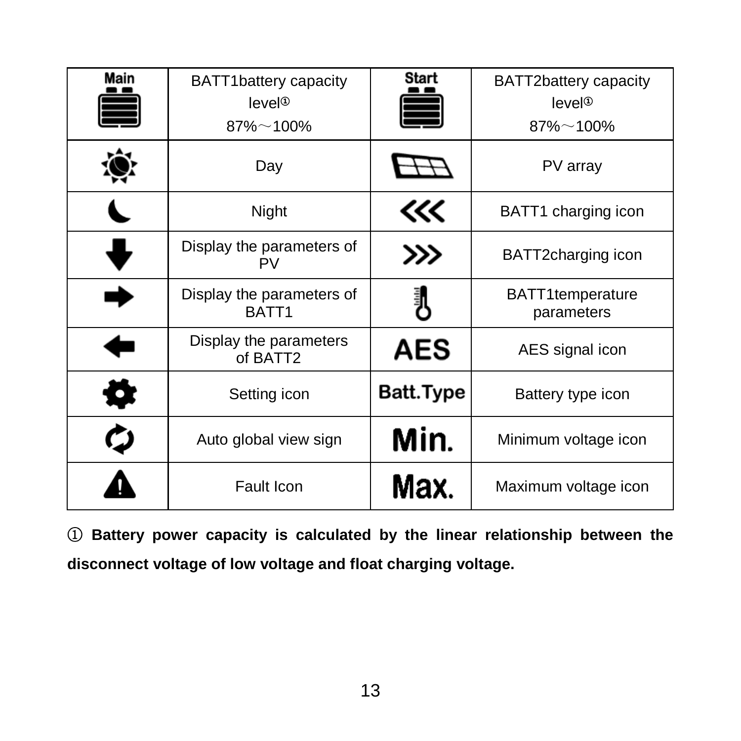| Main | BATT1battery capacity level① 87%～100% | Start | BATT2battery capacity level① 87%～100% |
|---|---|---|---|
| | Day | | PV array |
| | Night | ⋘ | BATT1 charging icon |
| ⬇ | Display the parameters of PV | ⋙ | BATT2charging icon |
| ➡ | Display the parameters of BATT1 | | BATT1temperature parameters |
| ⬅ | Display the parameters of BATT2 | AES | AES signal icon |
| | Setting icon | Batt.Type | Battery type icon |
| | Auto global view sign | Min. | Minimum voltage icon |
| ⚠ | Fault Icon | Max. | Maximum voltage icon |

**① Battery power capacity is calculated by the linear relationship between the disconnect voltage of low voltage and float charging voltage.**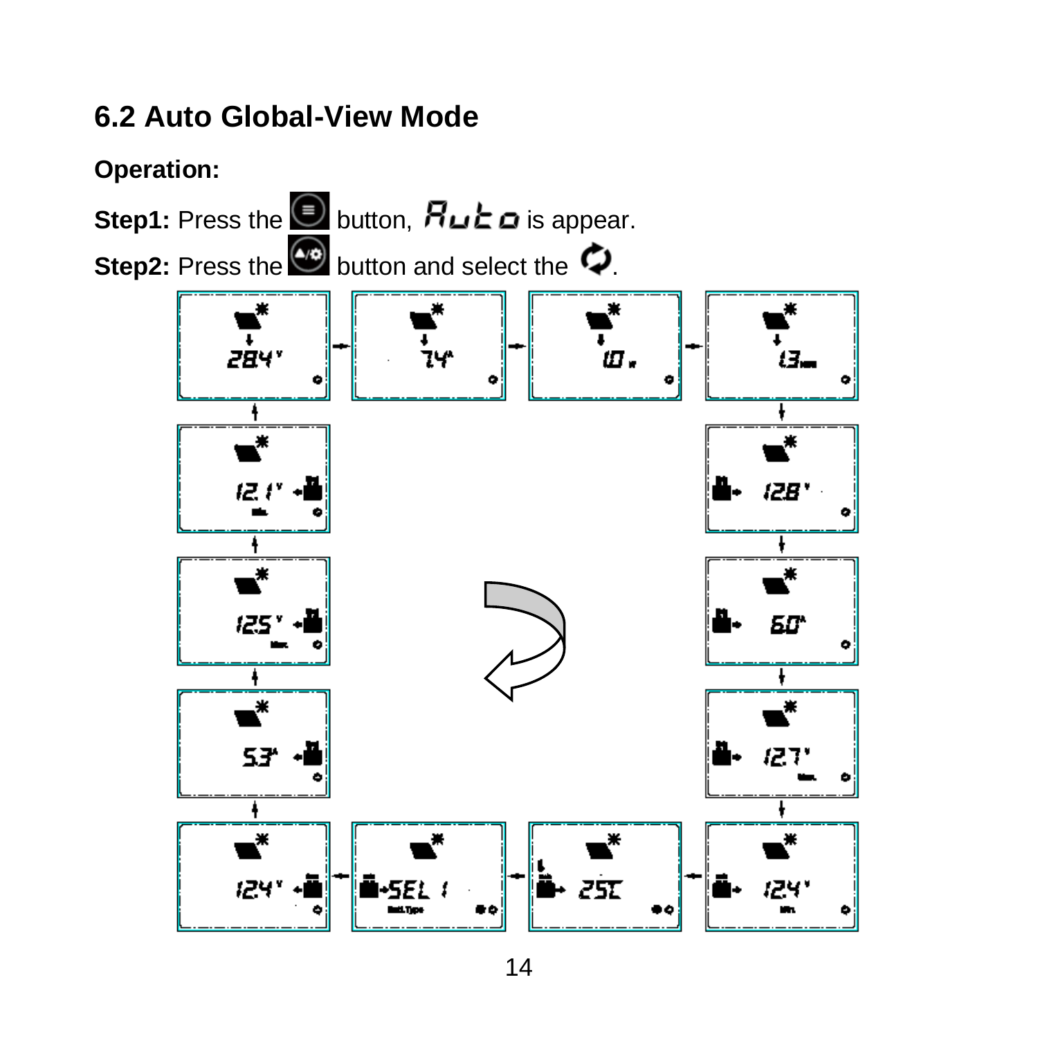## 6.2 Auto Global-View Mode

**Operation:**

**Step1:** Press the button, Auto is appear.

**Step2:** Press the button and select the .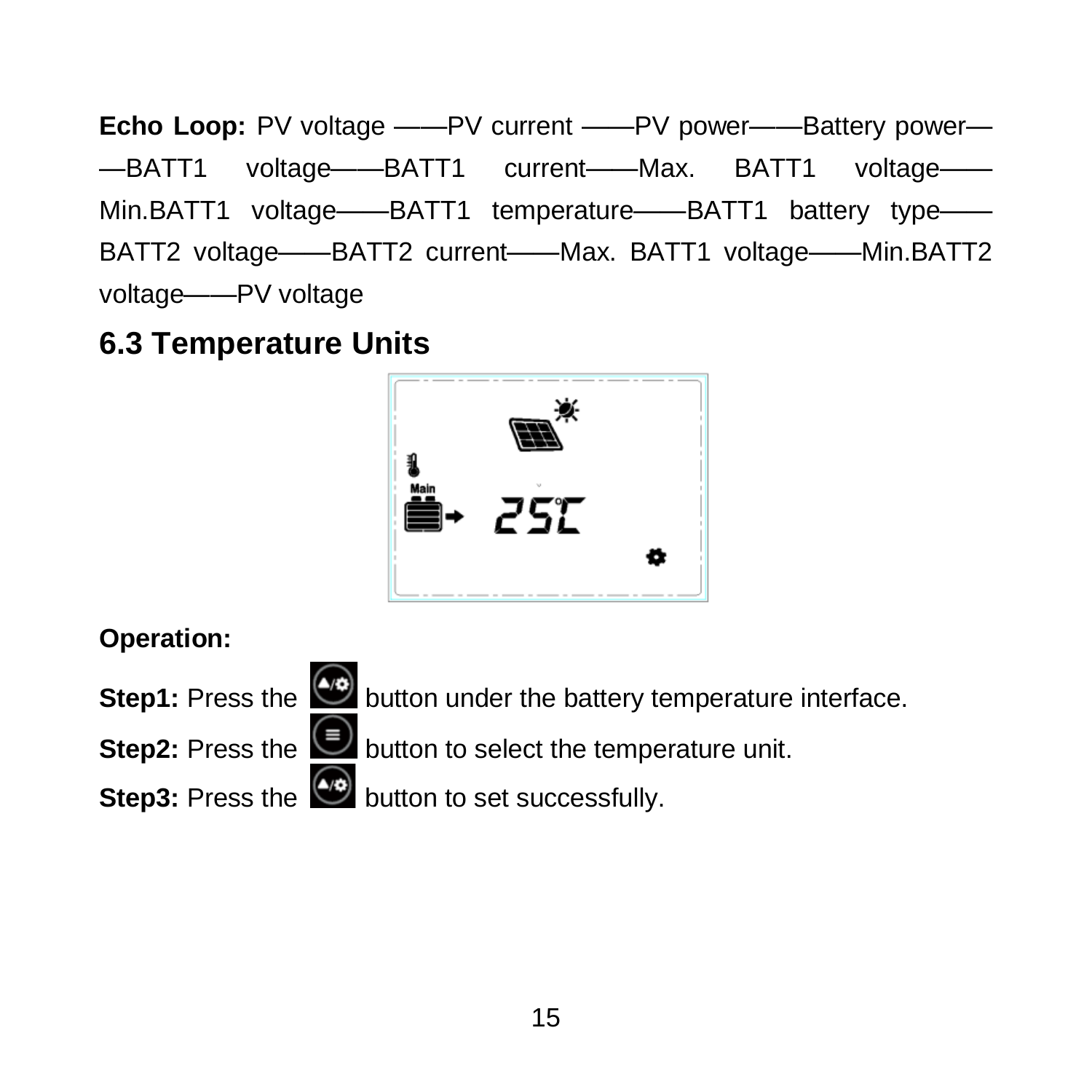**Echo Loop:** PV voltage ——PV current ——PV power——Battery power——BATT1 voltage——BATT1 current——Max. BATT1 voltage——Min.BATT1 voltage——BATT1 temperature——BATT1 battery type——BATT2 voltage——BATT2 current——Max. BATT1 voltage——Min.BATT2 voltage——PV voltage

## 6.3 Temperature Units

**Operation:**

**Step1:** Press the button under the battery temperature interface.

**Step2:** Press the button to select the temperature unit.

**Step3:** Press the button to set successfully.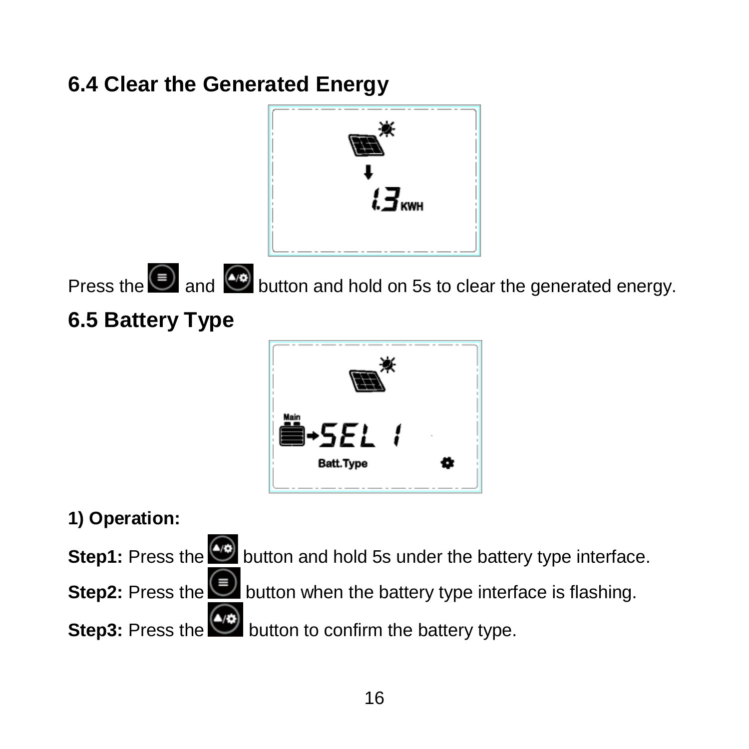## 6.4 Clear the Generated Energy

Press the and button and hold on 5s to clear the generated energy.

## 6.5 Battery Type

**1) Operation:**

**Step1:** Press the button and hold 5s under the battery type interface.

**Step2:** Press the button when the battery type interface is flashing.

**Step3:** Press the button to confirm the battery type.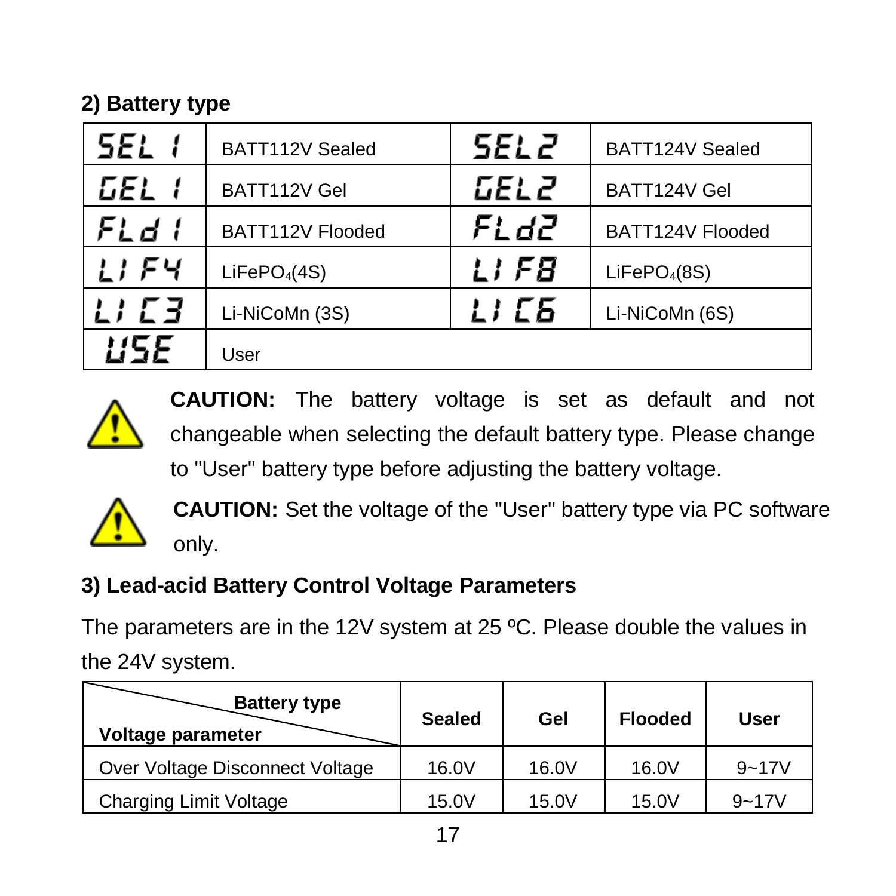## 2) Battery type

| SEL 1 | BATT112V Sealed | SEL2 | BATT124V Sealed |
|---|---|---|---|
| GEL 1 | BATT112V Gel | GEL2 | BATT124V Gel |
| FLd 1 | BATT112V Flooded | FLd2 | BATT124V Flooded |
| LI F4 | LiFePO$_4$(4S) | LI F8 | LiFePO$_4$(8S) |
| LI C3 | Li-NiCoMn (3S) | LI C6 | Li-NiCoMn (6S) |
| USE | User | | |

**CAUTION:** The battery voltage is set as default and not changeable when selecting the default battery type. Please change to "User" battery type before adjusting the battery voltage.

**CAUTION:** Set the voltage of the "User" battery type via PC software only.

## 3) Lead-acid Battery Control Voltage Parameters

The parameters are in the 12V system at 25 ºC. Please double the values in the 24V system.

| Battery type / Voltage parameter | Sealed | Gel | Flooded | User |
|---|---|---|---|---|
| Over Voltage Disconnect Voltage | 16.0V | 16.0V | 16.0V | 9~17V |
| Charging Limit Voltage | 15.0V | 15.0V | 15.0V | 9~17V |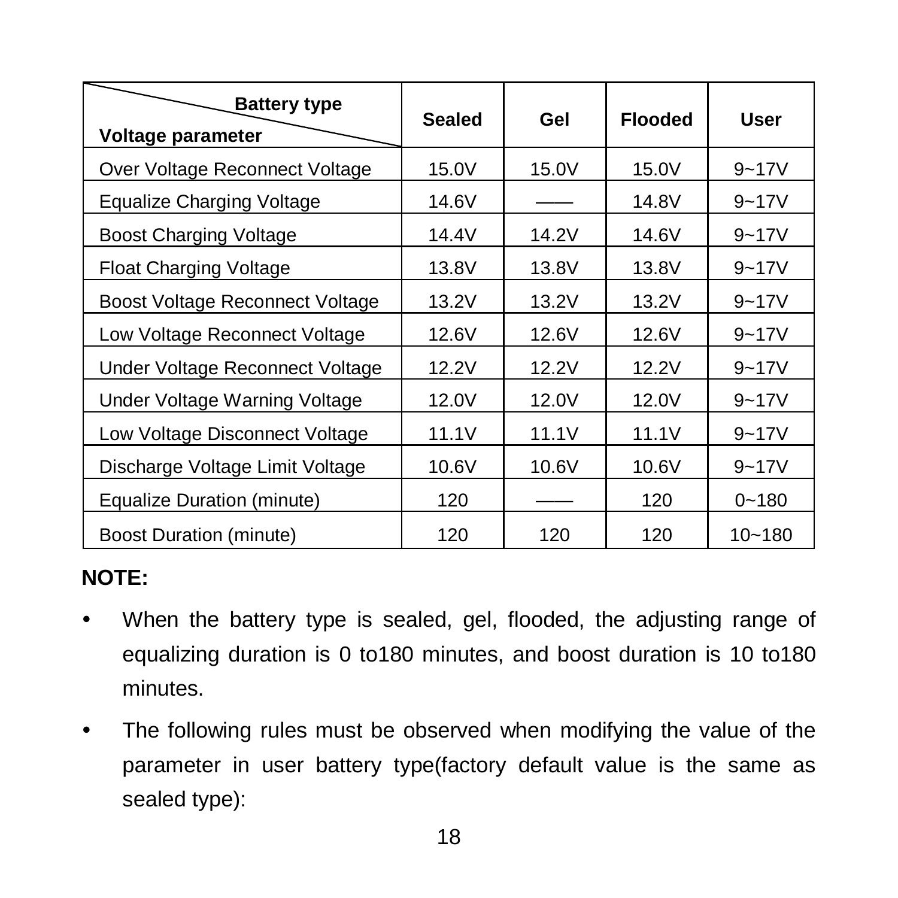| Battery type / Voltage parameter | Sealed | Gel | Flooded | User |
|---|---|---|---|---|
| Over Voltage Reconnect Voltage | 15.0V | 15.0V | 15.0V | 9~17V |
| Equalize Charging Voltage | 14.6V | —— | 14.8V | 9~17V |
| Boost Charging Voltage | 14.4V | 14.2V | 14.6V | 9~17V |
| Float Charging Voltage | 13.8V | 13.8V | 13.8V | 9~17V |
| Boost Voltage Reconnect Voltage | 13.2V | 13.2V | 13.2V | 9~17V |
| Low Voltage Reconnect Voltage | 12.6V | 12.6V | 12.6V | 9~17V |
| Under Voltage Reconnect Voltage | 12.2V | 12.2V | 12.2V | 9~17V |
| Under Voltage Warning Voltage | 12.0V | 12.0V | 12.0V | 9~17V |
| Low Voltage Disconnect Voltage | 11.1V | 11.1V | 11.1V | 9~17V |
| Discharge Voltage Limit Voltage | 10.6V | 10.6V | 10.6V | 9~17V |
| Equalize Duration (minute) | 120 | —— | 120 | 0~180 |
| Boost Duration (minute) | 120 | 120 | 120 | 10~180 |

**NOTE:**

- When the battery type is sealed, gel, flooded, the adjusting range of equalizing duration is 0 to180 minutes, and boost duration is 10 to180 minutes.
- The following rules must be observed when modifying the value of the parameter in user battery type(factory default value is the same as sealed type):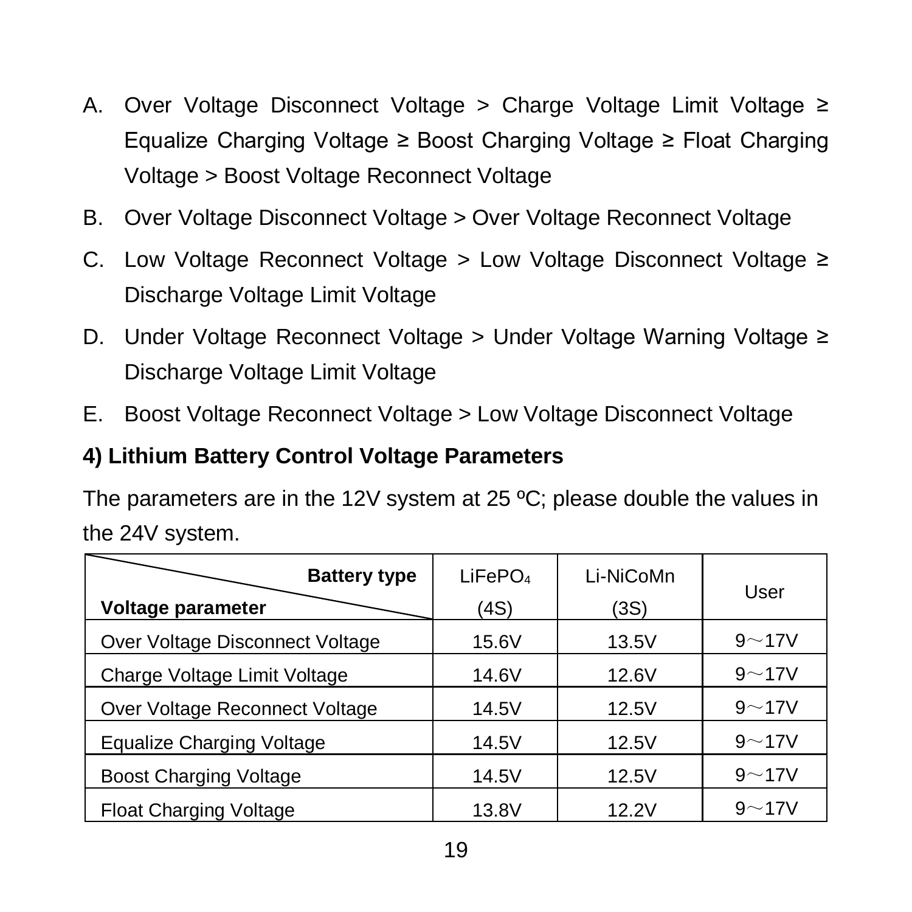A. Over Voltage Disconnect Voltage > Charge Voltage Limit Voltage ≥ Equalize Charging Voltage ≥ Boost Charging Voltage ≥ Float Charging Voltage > Boost Voltage Reconnect Voltage

B. Over Voltage Disconnect Voltage > Over Voltage Reconnect Voltage

C. Low Voltage Reconnect Voltage > Low Voltage Disconnect Voltage ≥ Discharge Voltage Limit Voltage

D. Under Voltage Reconnect Voltage > Under Voltage Warning Voltage ≥ Discharge Voltage Limit Voltage

E. Boost Voltage Reconnect Voltage > Low Voltage Disconnect Voltage

**4) Lithium Battery Control Voltage Parameters**

The parameters are in the 12V system at 25 ºC; please double the values in the 24V system.

| Voltage parameter \ Battery type | $LiFePO_4$ (4S) | Li-NiCoMn (3S) | User |
|---|---|---|---|
| Over Voltage Disconnect Voltage | 15.6V | 13.5V | 9～17V |
| Charge Voltage Limit Voltage | 14.6V | 12.6V | 9～17V |
| Over Voltage Reconnect Voltage | 14.5V | 12.5V | 9～17V |
| Equalize Charging Voltage | 14.5V | 12.5V | 9～17V |
| Boost Charging Voltage | 14.5V | 12.5V | 9～17V |
| Float Charging Voltage | 13.8V | 12.2V | 9～17V |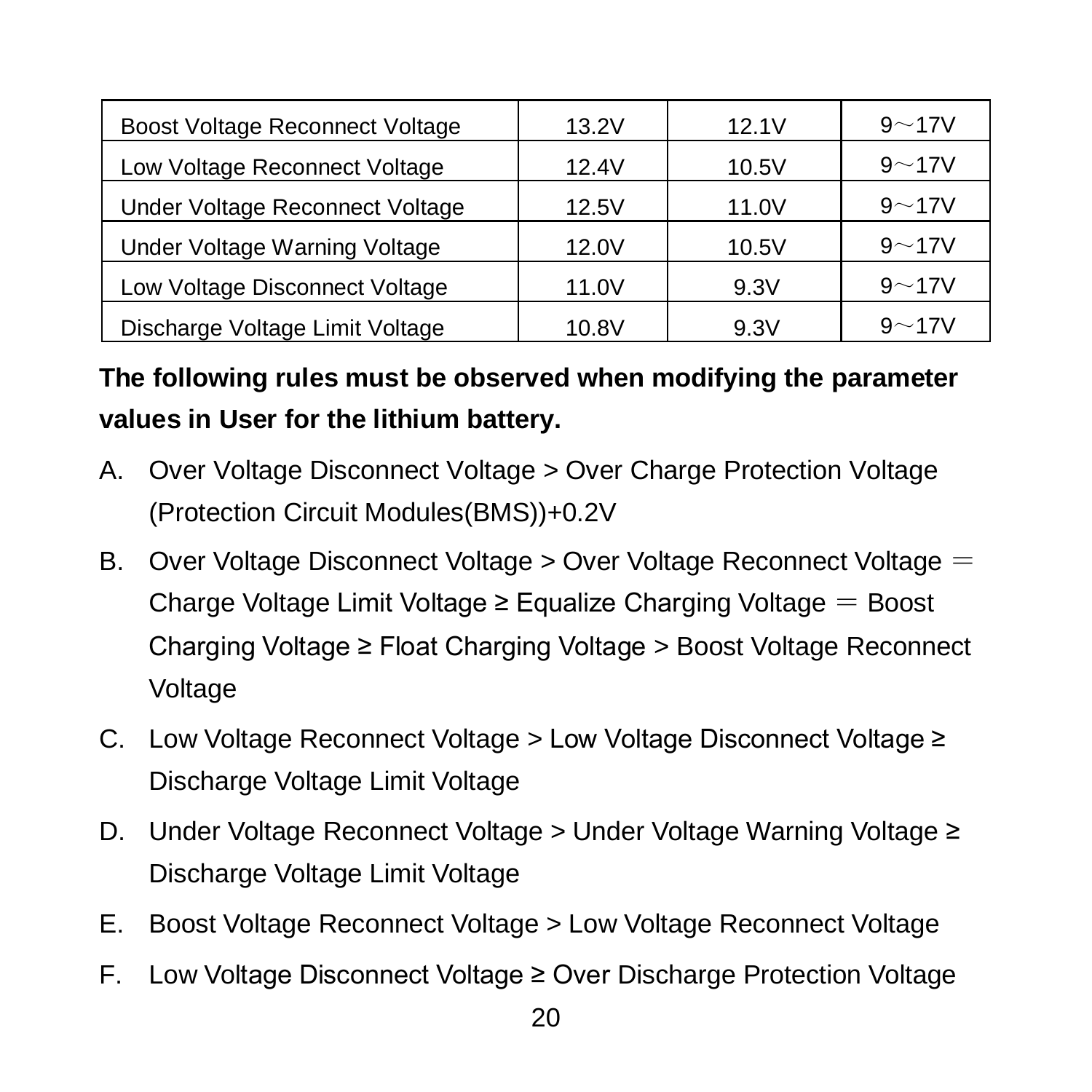| Boost Voltage Reconnect Voltage | 13.2V | 12.1V | 9～17V |
|---|---|---|---|
| Low Voltage Reconnect Voltage | 12.4V | 10.5V | 9～17V |
| Under Voltage Reconnect Voltage | 12.5V | 11.0V | 9～17V |
| Under Voltage Warning Voltage | 12.0V | 10.5V | 9～17V |
| Low Voltage Disconnect Voltage | 11.0V | 9.3V | 9～17V |
| Discharge Voltage Limit Voltage | 10.8V | 9.3V | 9～17V |

**The following rules must be observed when modifying the parameter values in User for the lithium battery.**

A. Over Voltage Disconnect Voltage > Over Charge Protection Voltage (Protection Circuit Modules(BMS))+0.2V

B. Over Voltage Disconnect Voltage > Over Voltage Reconnect Voltage ＝ Charge Voltage Limit Voltage ≥ Equalize Charging Voltage ＝ Boost Charging Voltage ≥ Float Charging Voltage > Boost Voltage Reconnect Voltage

C. Low Voltage Reconnect Voltage > Low Voltage Disconnect Voltage ≥ Discharge Voltage Limit Voltage

D. Under Voltage Reconnect Voltage > Under Voltage Warning Voltage ≥ Discharge Voltage Limit Voltage

E. Boost Voltage Reconnect Voltage > Low Voltage Reconnect Voltage

F. Low Voltage Disconnect Voltage ≥ Over Discharge Protection Voltage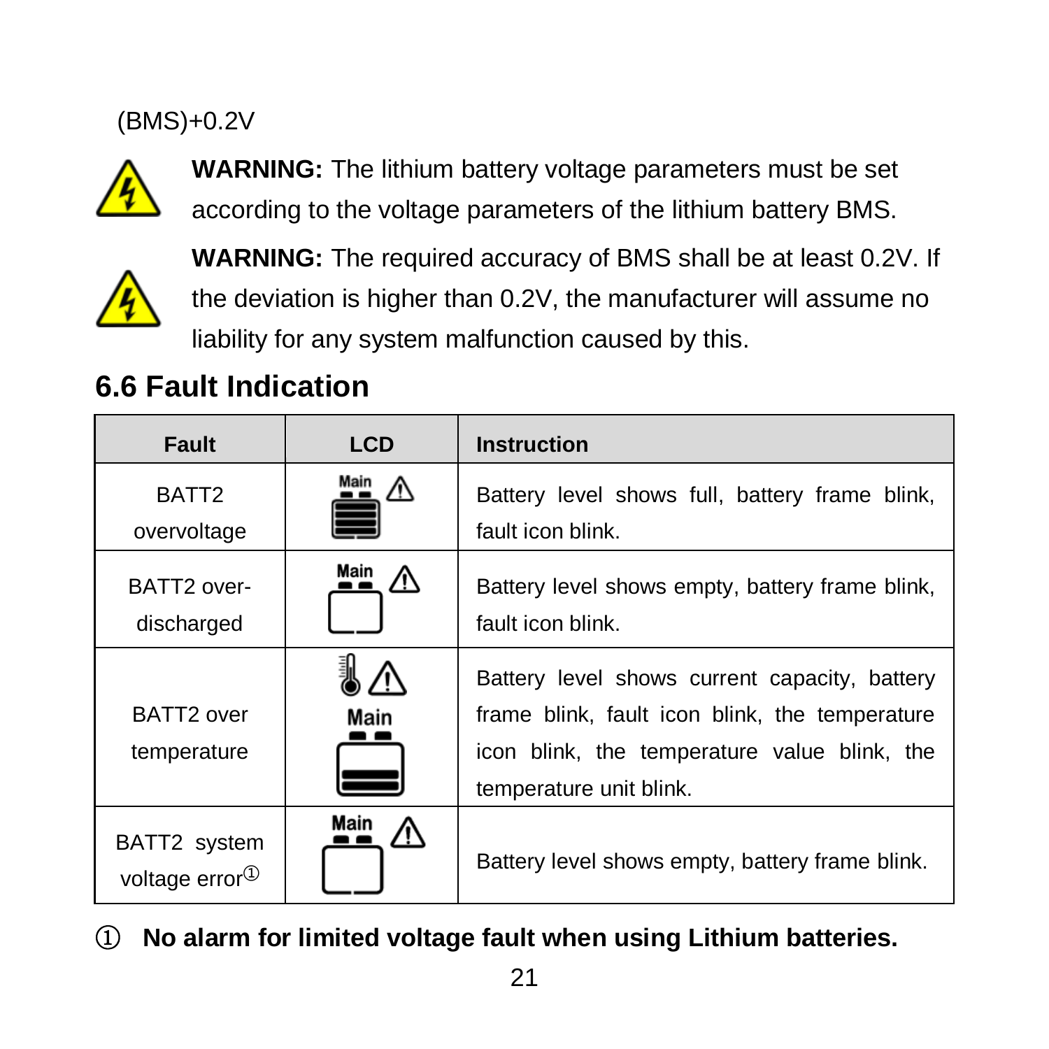(BMS)+0.2V

**WARNING:** The lithium battery voltage parameters must be set according to the voltage parameters of the lithium battery BMS.

**WARNING:** The required accuracy of BMS shall be at least 0.2V. If the deviation is higher than 0.2V, the manufacturer will assume no liability for any system malfunction caused by this.

## 6.6 Fault Indication

| Fault | LCD | Instruction |
|---|---|---|
| BATT2 overvoltage | | Battery level shows full, battery frame blink, fault icon blink. |
| BATT2 over-discharged | | Battery level shows empty, battery frame blink, fault icon blink. |
| BATT2 over temperature | | Battery level shows current capacity, battery frame blink, fault icon blink, the temperature icon blink, the temperature value blink, the temperature unit blink. |
| BATT2 system voltage error① | | Battery level shows empty, battery frame blink. |

① **No alarm for limited voltage fault when using Lithium batteries.**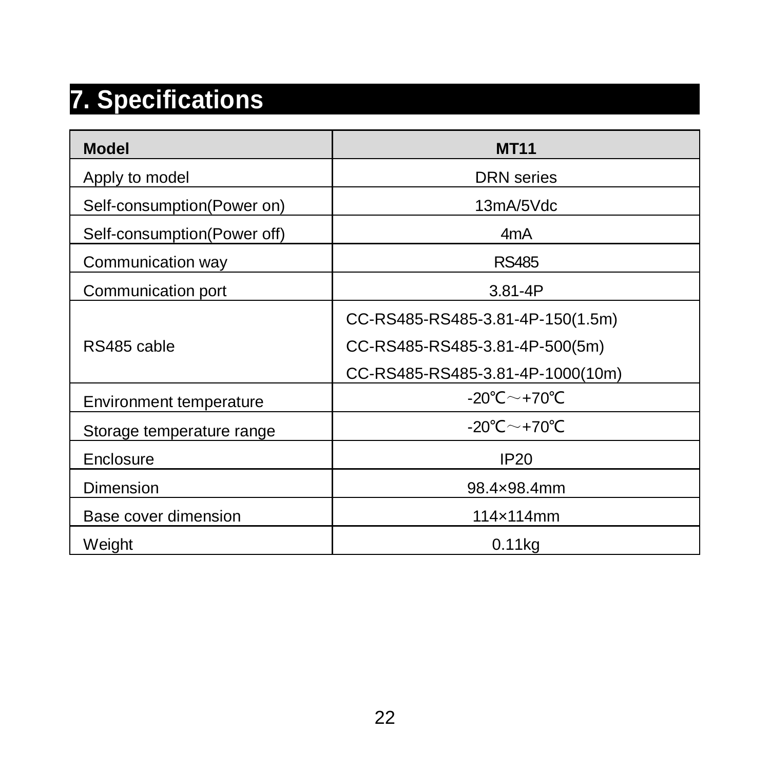# 7. Specifications

| Model | MT11 |
| --- | --- |
| Apply to model | DRN series |
| Self-consumption(Power on) | 13mA/5Vdc |
| Self-consumption(Power off) | 4mA |
| Communication way | RS485 |
| Communication port | 3.81-4P |
| RS485 cable | CC-RS485-RS485-3.81-4P-150(1.5m)<br>CC-RS485-RS485-3.81-4P-500(5m)<br>CC-RS485-RS485-3.81-4P-1000(10m) |
| Environment temperature | -20℃～+70℃ |
| Storage temperature range | -20℃～+70℃ |
| Enclosure | IP20 |
| Dimension | 98.4×98.4mm |
| Base cover dimension | 114×114mm |
| Weight | 0.11kg |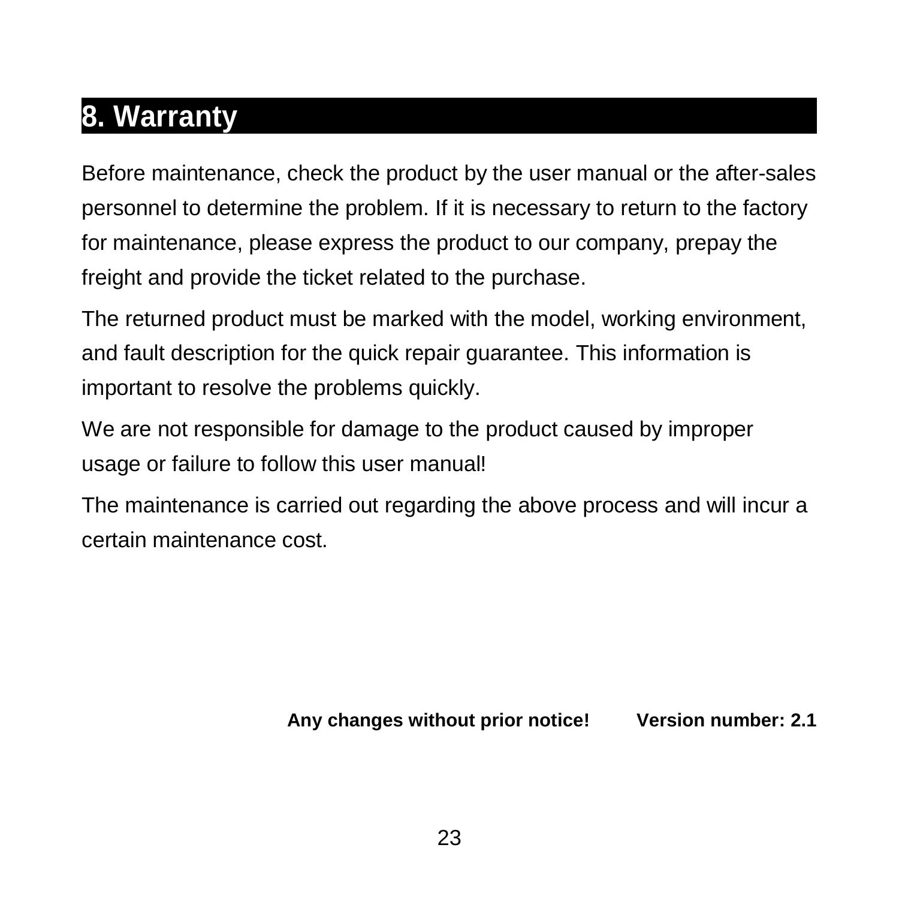# 8. Warranty

Before maintenance, check the product by the user manual or the after-sales personnel to determine the problem. If it is necessary to return to the factory for maintenance, please express the product to our company, prepay the freight and provide the ticket related to the purchase.

The returned product must be marked with the model, working environment, and fault description for the quick repair guarantee. This information is important to resolve the problems quickly.

We are not responsible for damage to the product caused by improper usage or failure to follow this user manual!

The maintenance is carried out regarding the above process and will incur a certain maintenance cost.

**Any changes without prior notice!** **Version number: 2.1**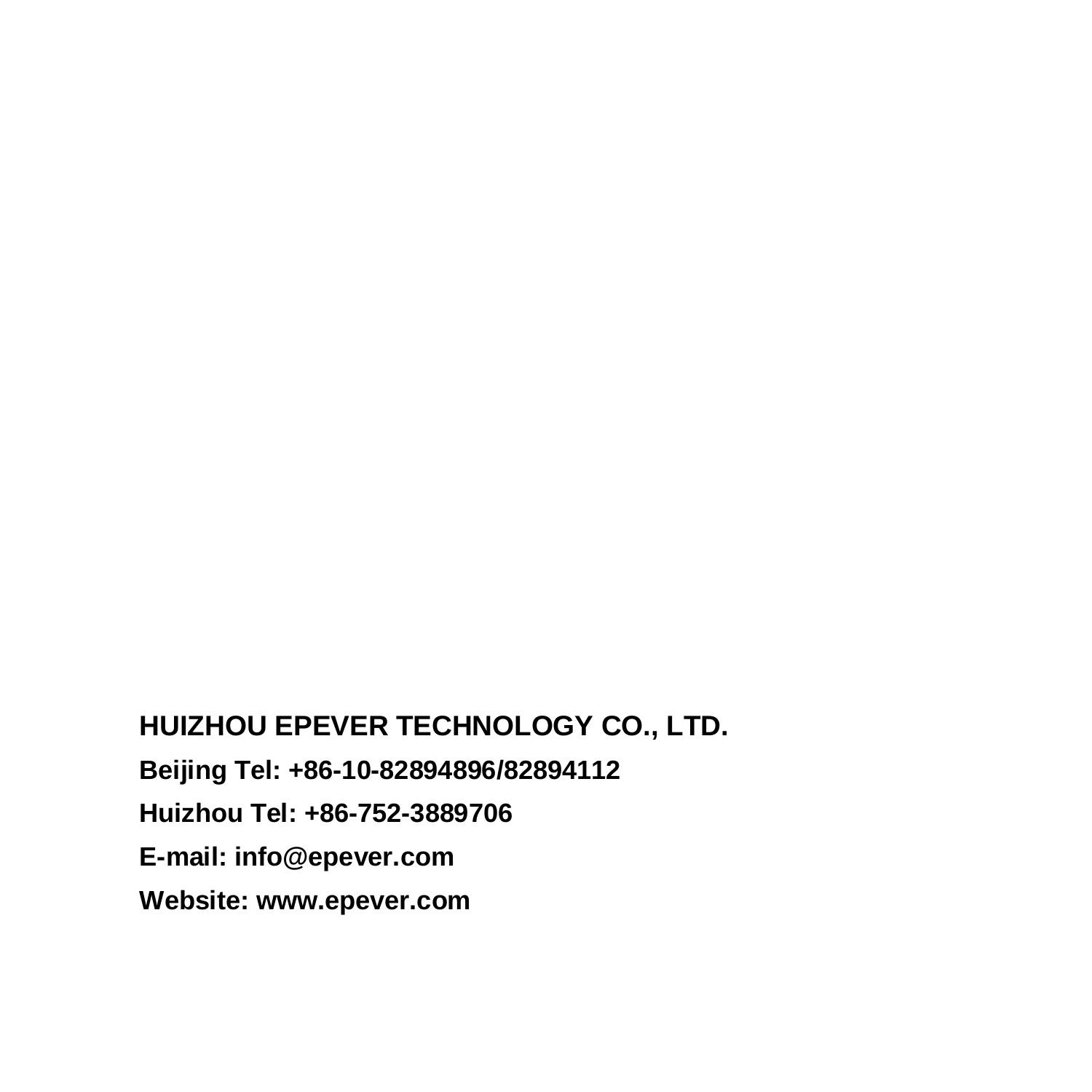**HUIZHOU EPEVER TECHNOLOGY CO., LTD.**

**Beijing Tel: +86-10-82894896/82894112**

**Huizhou Tel: +86-752-3889706**

**E-mail: info@epever.com**

**Website: www.epever.com**